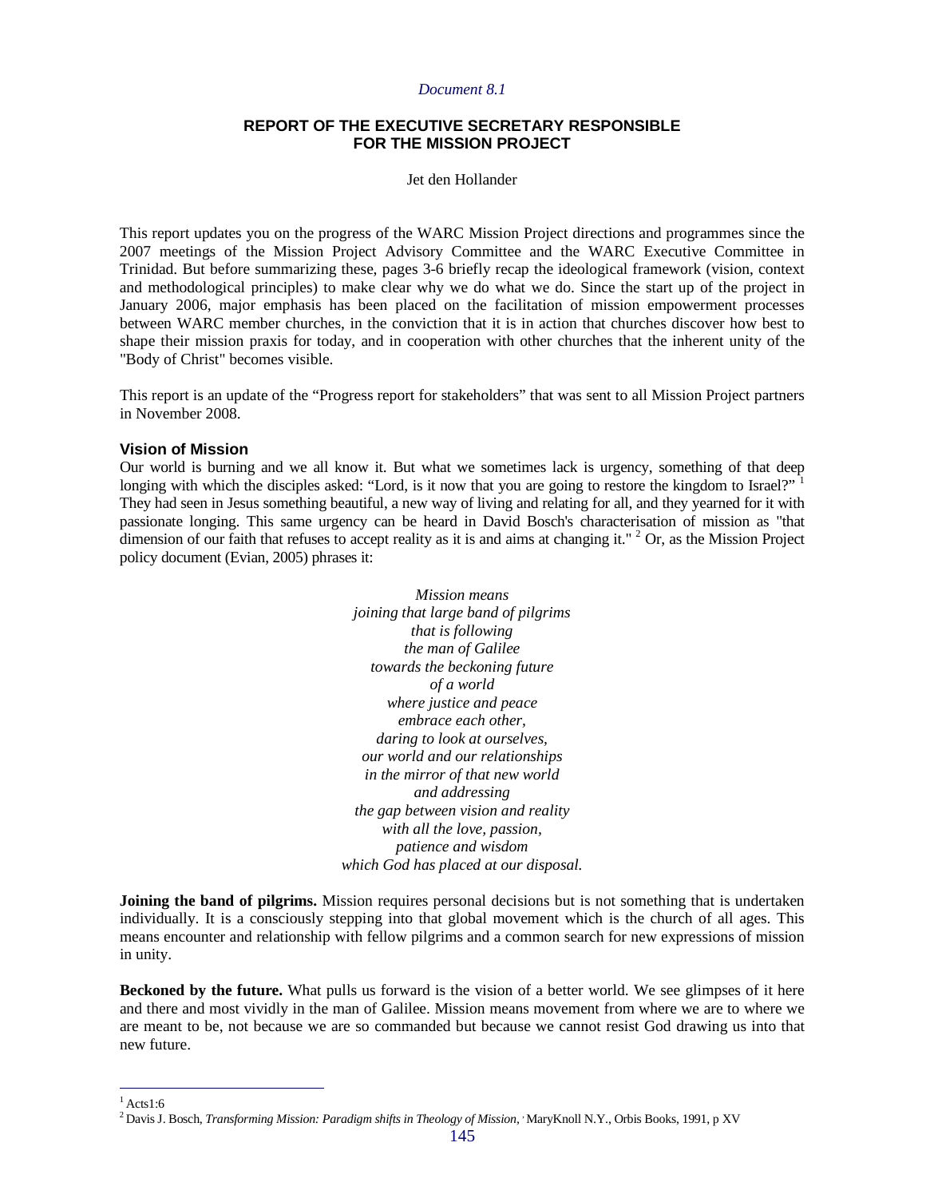*Document 8.1*

# REPORT OF THE EXECUTIVE SECRETARY RESPONSIBLE FOR THE MISSION PROJECT

Jet den Hollander

This report updates you on the progress of the WARC Mission Project directions and programmes since the 2007 meetings of the Mission Project Advisory Committee and the WARC Executive Committee in Trinidad. But before summarizing these, pages 3-6 briefly recap the ideological framework (vision, context and methodological principles) to make clear why we do what we do. Since the start up of the project in January 2006, major emphasis has been placed on the facilitation of mission empowerment processes between WARC member churches, in the conviction that it is in action that churches discover how best to shape their mission praxis for today, and in cooperation with other churches that the inherent unity of the "Body of Christ" becomes visible.

This report is an update of the "Progress report for stakeholders" that was sent to all Mission Project partners in November 2008.

### Vision of Mission

Our world is burning and we all know it. But what we sometimes lack is urgency, something of that deep longing with which the disciples asked: "Lord, is it now that you are going to restore the kingdom to Israel?" [1] They had seen in Jesus something beautiful, a new way of living and relating for all, and they yearned for it with passionate longing. This same urgency can be heard in David Bosch's characterisation of mission as "that dimension of our faith that refuses to accept reality as it is and aims at changing it." [2] Or, as the Mission Project policy document (Evian, 2005) phrases it:

*Mission means*
*joining that large band of pilgrims*
*that is following*
*the man of Galilee*
*towards the beckoning future*
*of a world*
*where justice and peace*
*embrace each other,*
*daring to look at ourselves,*
*our world and our relationships*
*in the mirror of that new world*
*and addressing*
*the gap between vision and reality*
*with all the love, passion,*
*patience and wisdom*
*which God has placed at our disposal.*

**Joining the band of pilgrims.** Mission requires personal decisions but is not something that is undertaken individually. It is a consciously stepping into that global movement which is the church of all ages. This means encounter and relationship with fellow pilgrims and a common search for new expressions of mission in unity.

**Beckoned by the future.** What pulls us forward is the vision of a better world. We see glimpses of it here and there and most vividly in the man of Galilee. Mission means movement from where we are to where we are meant to be, not because we are so commanded but because we cannot resist God drawing us into that new future.

---

[1] Acts1:6

[2] Davis J. Bosch, *Transforming Mission: Paradigm shifts in Theology of Mission*, MaryKnoll N.Y., Orbis Books, 1991, p XV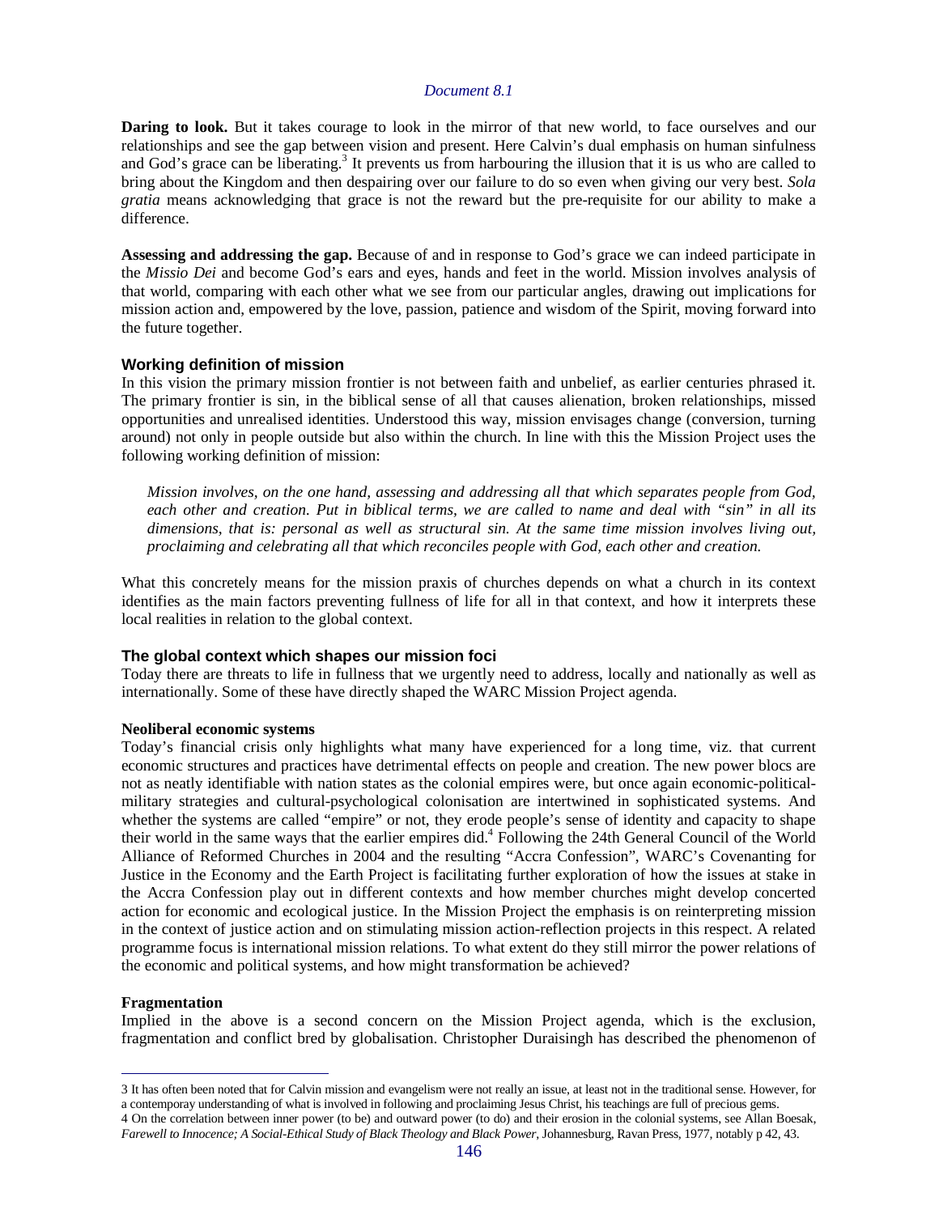**Daring to look.** But it takes courage to look in the mirror of that new world, to face ourselves and our relationships and see the gap between vision and present. Here Calvin's dual emphasis on human sinfulness and God's grace can be liberating.[3] It prevents us from harbouring the illusion that it is us who are called to bring about the Kingdom and then despairing over our failure to do so even when giving our very best. *Sola gratia* means acknowledging that grace is not the reward but the pre-requisite for our ability to make a difference.

**Assessing and addressing the gap.** Because of and in response to God's grace we can indeed participate in the *Missio Dei* and become God's ears and eyes, hands and feet in the world. Mission involves analysis of that world, comparing with each other what we see from our particular angles, drawing out implications for mission action and, empowered by the love, passion, patience and wisdom of the Spirit, moving forward into the future together.

### Working definition of mission

In this vision the primary mission frontier is not between faith and unbelief, as earlier centuries phrased it. The primary frontier is sin, in the biblical sense of all that causes alienation, broken relationships, missed opportunities and unrealised identities. Understood this way, mission envisages change (conversion, turning around) not only in people outside but also within the church. In line with this the Mission Project uses the following working definition of mission:

> *Mission involves, on the one hand, assessing and addressing all that which separates people from God, each other and creation. Put in biblical terms, we are called to name and deal with "sin" in all its dimensions, that is: personal as well as structural sin. At the same time mission involves living out, proclaiming and celebrating all that which reconciles people with God, each other and creation.*

What this concretely means for the mission praxis of churches depends on what a church in its context identifies as the main factors preventing fullness of life for all in that context, and how it interprets these local realities in relation to the global context.

### The global context which shapes our mission foci

Today there are threats to life in fullness that we urgently need to address, locally and nationally as well as internationally. Some of these have directly shaped the WARC Mission Project agenda.

#### Neoliberal economic systems

Today's financial crisis only highlights what many have experienced for a long time, viz. that current economic structures and practices have detrimental effects on people and creation. The new power blocs are not as neatly identifiable with nation states as the colonial empires were, but once again economic-political-military strategies and cultural-psychological colonisation are intertwined in sophisticated systems. And whether the systems are called "empire" or not, they erode people's sense of identity and capacity to shape their world in the same ways that the earlier empires did.[4] Following the 24th General Council of the World Alliance of Reformed Churches in 2004 and the resulting "Accra Confession", WARC's Covenanting for Justice in the Economy and the Earth Project is facilitating further exploration of how the issues at stake in the Accra Confession play out in different contexts and how member churches might develop concerted action for economic and ecological justice. In the Mission Project the emphasis is on reinterpreting mission in the context of justice action and on stimulating mission action-reflection projects in this respect. A related programme focus is international mission relations. To what extent do they still mirror the power relations of the economic and political systems, and how might transformation be achieved?

#### Fragmentation

Implied in the above is a second concern on the Mission Project agenda, which is the exclusion, fragmentation and conflict bred by globalisation. Christopher Duraisingh has described the phenomenon of

---

3 It has often been noted that for Calvin mission and evangelism were not really an issue, at least not in the traditional sense. However, for a contemporay understanding of what is involved in following and proclaiming Jesus Christ, his teachings are full of precious gems.

4 On the correlation between inner power (to be) and outward power (to do) and their erosion in the colonial systems, see Allan Boesak, *Farewell to Innocence; A Social-Ethical Study of Black Theology and Black Power*, Johannesburg, Ravan Press, 1977, notably p 42, 43.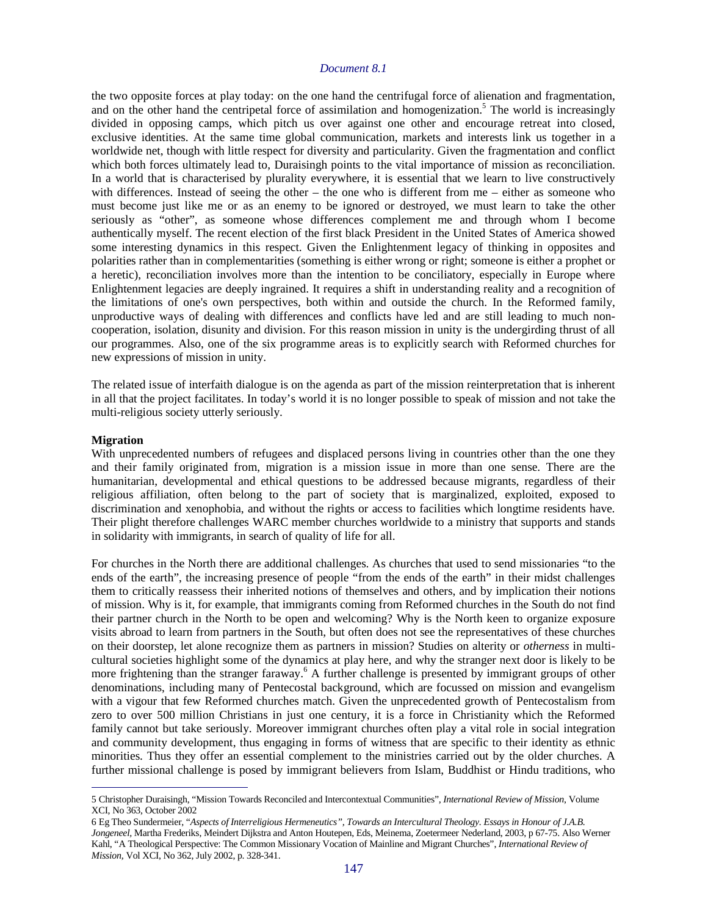the two opposite forces at play today: on the one hand the centrifugal force of alienation and fragmentation, and on the other hand the centripetal force of assimilation and homogenization.[5] The world is increasingly divided in opposing camps, which pitch us over against one other and encourage retreat into closed, exclusive identities. At the same time global communication, markets and interests link us together in a worldwide net, though with little respect for diversity and particularity. Given the fragmentation and conflict which both forces ultimately lead to, Duraisingh points to the vital importance of mission as reconciliation. In a world that is characterised by plurality everywhere, it is essential that we learn to live constructively with differences. Instead of seeing the other – the one who is different from me – either as someone who must become just like me or as an enemy to be ignored or destroyed, we must learn to take the other seriously as "other", as someone whose differences complement me and through whom I become authentically myself. The recent election of the first black President in the United States of America showed some interesting dynamics in this respect. Given the Enlightenment legacy of thinking in opposites and polarities rather than in complementarities (something is either wrong or right; someone is either a prophet or a heretic), reconciliation involves more than the intention to be conciliatory, especially in Europe where Enlightenment legacies are deeply ingrained. It requires a shift in understanding reality and a recognition of the limitations of one's own perspectives, both within and outside the church. In the Reformed family, unproductive ways of dealing with differences and conflicts have led and are still leading to much non-cooperation, isolation, disunity and division. For this reason mission in unity is the undergirding thrust of all our programmes. Also, one of the six programme areas is to explicitly search with Reformed churches for new expressions of mission in unity.

The related issue of interfaith dialogue is on the agenda as part of the mission reinterpretation that is inherent in all that the project facilitates. In today's world it is no longer possible to speak of mission and not take the multi-religious society utterly seriously.

**Migration**

With unprecedented numbers of refugees and displaced persons living in countries other than the one they and their family originated from, migration is a mission issue in more than one sense. There are the humanitarian, developmental and ethical questions to be addressed because migrants, regardless of their religious affiliation, often belong to the part of society that is marginalized, exploited, exposed to discrimination and xenophobia, and without the rights or access to facilities which longtime residents have. Their plight therefore challenges WARC member churches worldwide to a ministry that supports and stands in solidarity with immigrants, in search of quality of life for all.

For churches in the North there are additional challenges. As churches that used to send missionaries "to the ends of the earth", the increasing presence of people "from the ends of the earth" in their midst challenges them to critically reassess their inherited notions of themselves and others, and by implication their notions of mission. Why is it, for example, that immigrants coming from Reformed churches in the South do not find their partner church in the North to be open and welcoming? Why is the North keen to organize exposure visits abroad to learn from partners in the South, but often does not see the representatives of these churches on their doorstep, let alone recognize them as partners in mission? Studies on alterity or *otherness* in multi-cultural societies highlight some of the dynamics at play here, and why the stranger next door is likely to be more frightening than the stranger faraway.[6] A further challenge is presented by immigrant groups of other denominations, including many of Pentecostal background, which are focussed on mission and evangelism with a vigour that few Reformed churches match. Given the unprecedented growth of Pentecostalism from zero to over 500 million Christians in just one century, it is a force in Christianity which the Reformed family cannot but take seriously. Moreover immigrant churches often play a vital role in social integration and community development, thus engaging in forms of witness that are specific to their identity as ethnic minorities. Thus they offer an essential complement to the ministries carried out by the older churches. A further missional challenge is posed by immigrant believers from Islam, Buddhist or Hindu traditions, who

---

5 Christopher Duraisingh, "Mission Towards Reconciled and Intercontextual Communities", *International Review of Mission*, Volume XCI, No 363, October 2002

6 Eg Theo Sundermeier, "*Aspects of Interreligious Hermeneutics", Towards an Intercultural Theology. Essays in Honour of J.A.B. Jongeneel*, Martha Frederiks, Meindert Dijkstra and Anton Houtepen, Eds, Meinema, Zoetermeer Nederland, 2003, p 67-75. Also Werner Kahl, "A Theological Perspective: The Common Missionary Vocation of Mainline and Migrant Churches", *International Review of Mission,* Vol XCI, No 362, July 2002, p. 328-341.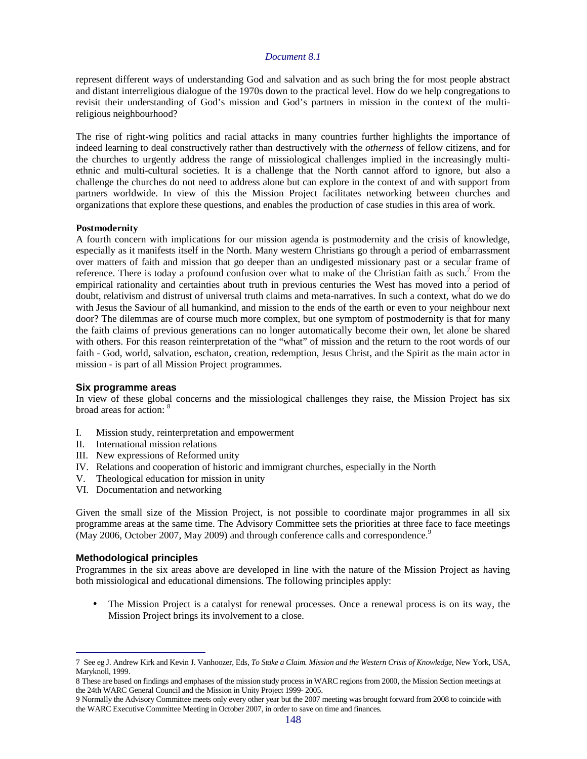represent different ways of understanding God and salvation and as such bring the for most people abstract and distant interreligious dialogue of the 1970s down to the practical level. How do we help congregations to revisit their understanding of God's mission and God's partners in mission in the context of the multi-religious neighbourhood?

The rise of right-wing politics and racial attacks in many countries further highlights the importance of indeed learning to deal constructively rather than destructively with the *otherness* of fellow citizens, and for the churches to urgently address the range of missiological challenges implied in the increasingly multi-ethnic and multi-cultural societies. It is a challenge that the North cannot afford to ignore, but also a challenge the churches do not need to address alone but can explore in the context of and with support from partners worldwide. In view of this the Mission Project facilitates networking between churches and organizations that explore these questions, and enables the production of case studies in this area of work.

**Postmodernity**

A fourth concern with implications for our mission agenda is postmodernity and the crisis of knowledge, especially as it manifests itself in the North. Many western Christians go through a period of embarrassment over matters of faith and mission that go deeper than an undigested missionary past or a secular frame of reference. There is today a profound confusion over what to make of the Christian faith as such.[7] From the empirical rationality and certainties about truth in previous centuries the West has moved into a period of doubt, relativism and distrust of universal truth claims and meta-narratives. In such a context, what do we do with Jesus the Saviour of all humankind, and mission to the ends of the earth or even to your neighbour next door? The dilemmas are of course much more complex, but one symptom of postmodernity is that for many the faith claims of previous generations can no longer automatically become their own, let alone be shared with others. For this reason reinterpretation of the "what" of mission and the return to the root words of our faith - God, world, salvation, eschaton, creation, redemption, Jesus Christ, and the Spirit as the main actor in mission - is part of all Mission Project programmes.

### Six programme areas

In view of these global concerns and the missiological challenges they raise, the Mission Project has six broad areas for action: [8]

I. Mission study, reinterpretation and empowerment
II. International mission relations
III. New expressions of Reformed unity
IV. Relations and cooperation of historic and immigrant churches, especially in the North
V. Theological education for mission in unity
VI. Documentation and networking

Given the small size of the Mission Project, is not possible to coordinate major programmes in all six programme areas at the same time. The Advisory Committee sets the priorities at three face to face meetings (May 2006, October 2007, May 2009) and through conference calls and correspondence.[9]

### Methodological principles

Programmes in the six areas above are developed in line with the nature of the Mission Project as having both missiological and educational dimensions. The following principles apply:

- The Mission Project is a catalyst for renewal processes. Once a renewal process is on its way, the Mission Project brings its involvement to a close.

---

7 See eg J. Andrew Kirk and Kevin J. Vanhoozer, Eds, *To Stake a Claim. Mission and the Western Crisis of Knowledge*, New York, USA, Maryknoll, 1999.

8 These are based on findings and emphases of the mission study process in WARC regions from 2000, the Mission Section meetings at the 24th WARC General Council and the Mission in Unity Project 1999- 2005.

9 Normally the Advisory Committee meets only every other year but the 2007 meeting was brought forward from 2008 to coincide with the WARC Executive Committee Meeting in October 2007, in order to save on time and finances.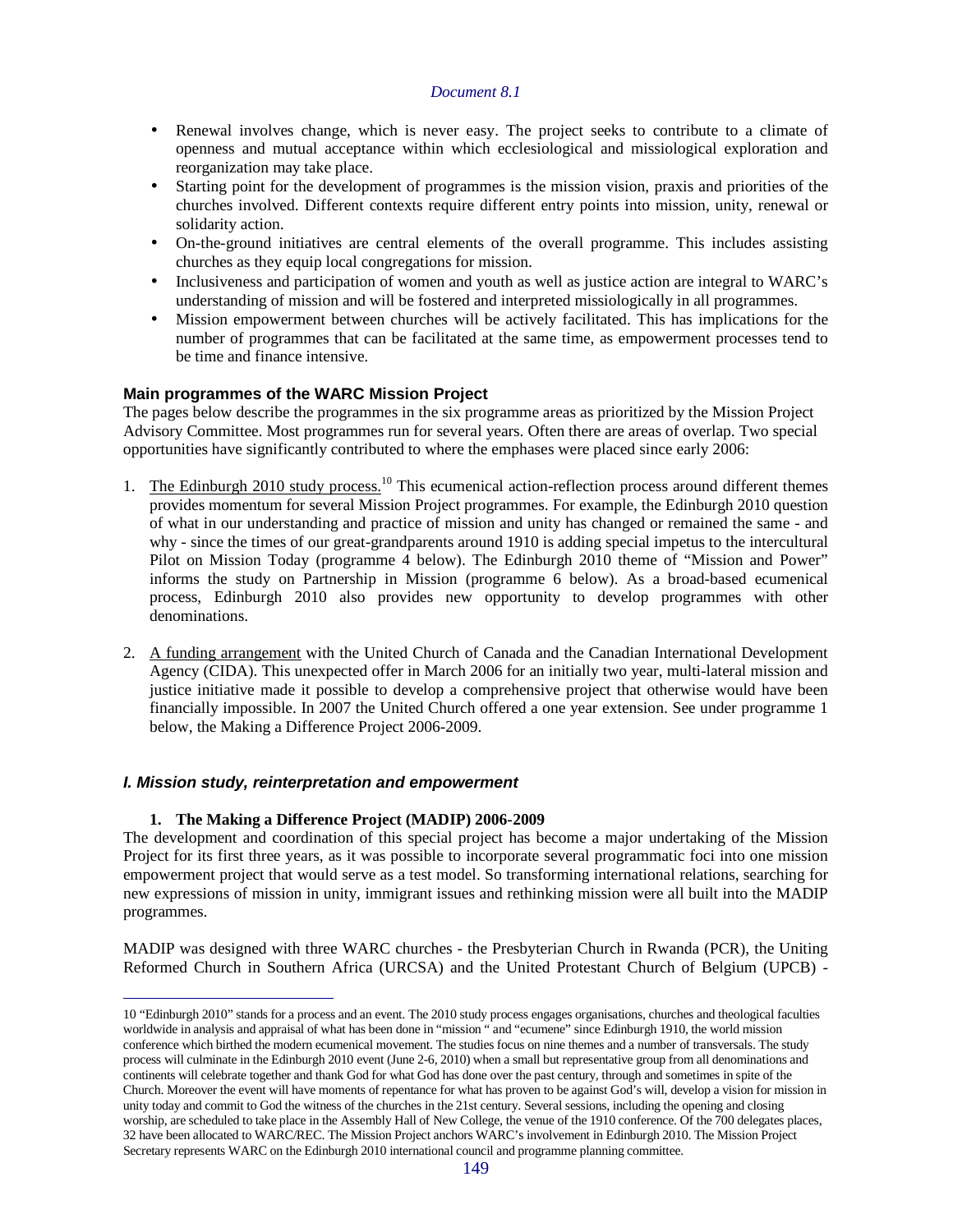- Renewal involves change, which is never easy. The project seeks to contribute to a climate of openness and mutual acceptance within which ecclesiological and missiological exploration and reorganization may take place.
- Starting point for the development of programmes is the mission vision, praxis and priorities of the churches involved. Different contexts require different entry points into mission, unity, renewal or solidarity action.
- On-the-ground initiatives are central elements of the overall programme. This includes assisting churches as they equip local congregations for mission.
- Inclusiveness and participation of women and youth as well as justice action are integral to WARC's understanding of mission and will be fostered and interpreted missiologically in all programmes.
- Mission empowerment between churches will be actively facilitated. This has implications for the number of programmes that can be facilitated at the same time, as empowerment processes tend to be time and finance intensive.

**Main programmes of the WARC Mission Project**

The pages below describe the programmes in the six programme areas as prioritized by the Mission Project Advisory Committee. Most programmes run for several years. Often there are areas of overlap. Two special opportunities have significantly contributed to where the emphases were placed since early 2006:

1. The Edinburgh 2010 study process.[10] This ecumenical action-reflection process around different themes provides momentum for several Mission Project programmes. For example, the Edinburgh 2010 question of what in our understanding and practice of mission and unity has changed or remained the same - and why - since the times of our great-grandparents around 1910 is adding special impetus to the intercultural Pilot on Mission Today (programme 4 below). The Edinburgh 2010 theme of "Mission and Power" informs the study on Partnership in Mission (programme 6 below). As a broad-based ecumenical process, Edinburgh 2010 also provides new opportunity to develop programmes with other denominations.

2. A funding arrangement with the United Church of Canada and the Canadian International Development Agency (CIDA). This unexpected offer in March 2006 for an initially two year, multi-lateral mission and justice initiative made it possible to develop a comprehensive project that otherwise would have been financially impossible. In 2007 the United Church offered a one year extension. See under programme 1 below, the Making a Difference Project 2006-2009.

***I. Mission study, reinterpretation and empowerment***

**1. The Making a Difference Project (MADIP) 2006-2009**

The development and coordination of this special project has become a major undertaking of the Mission Project for its first three years, as it was possible to incorporate several programmatic foci into one mission empowerment project that would serve as a test model. So transforming international relations, searching for new expressions of mission in unity, immigrant issues and rethinking mission were all built into the MADIP programmes.

MADIP was designed with three WARC churches - the Presbyterian Church in Rwanda (PCR), the Uniting Reformed Church in Southern Africa (URCSA) and the United Protestant Church of Belgium (UPCB) -

---

10 "Edinburgh 2010" stands for a process and an event. The 2010 study process engages organisations, churches and theological faculties worldwide in analysis and appraisal of what has been done in "mission " and "ecumene" since Edinburgh 1910, the world mission conference which birthed the modern ecumenical movement. The studies focus on nine themes and a number of transversals. The study process will culminate in the Edinburgh 2010 event (June 2-6, 2010) when a small but representative group from all denominations and continents will celebrate together and thank God for what God has done over the past century, through and sometimes in spite of the Church. Moreover the event will have moments of repentance for what has proven to be against God's will, develop a vision for mission in unity today and commit to God the witness of the churches in the 21st century. Several sessions, including the opening and closing worship, are scheduled to take place in the Assembly Hall of New College, the venue of the 1910 conference. Of the 700 delegates places, 32 have been allocated to WARC/REC. The Mission Project anchors WARC's involvement in Edinburgh 2010. The Mission Project Secretary represents WARC on the Edinburgh 2010 international council and programme planning committee.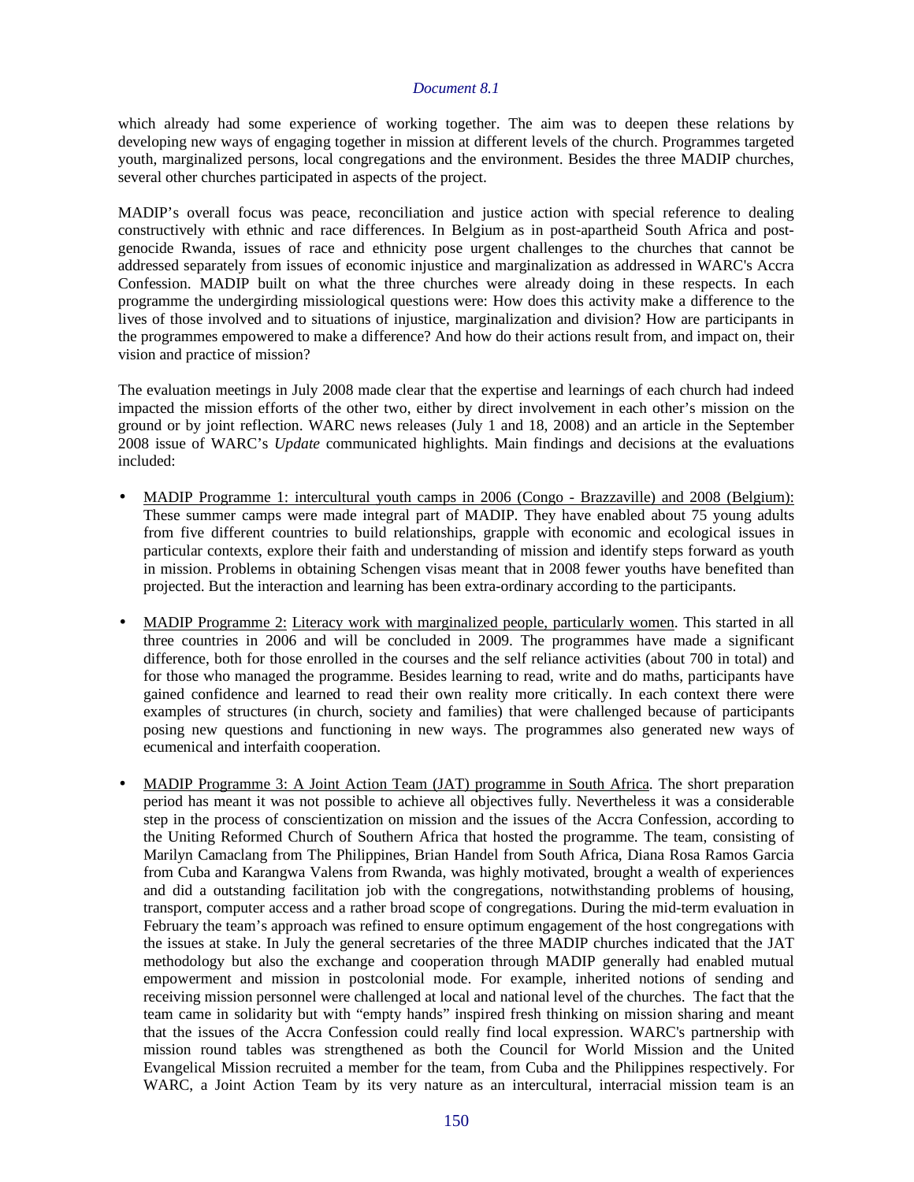which already had some experience of working together. The aim was to deepen these relations by developing new ways of engaging together in mission at different levels of the church. Programmes targeted youth, marginalized persons, local congregations and the environment. Besides the three MADIP churches, several other churches participated in aspects of the project.

MADIP's overall focus was peace, reconciliation and justice action with special reference to dealing constructively with ethnic and race differences. In Belgium as in post-apartheid South Africa and post-genocide Rwanda, issues of race and ethnicity pose urgent challenges to the churches that cannot be addressed separately from issues of economic injustice and marginalization as addressed in WARC's Accra Confession. MADIP built on what the three churches were already doing in these respects. In each programme the undergirding missiological questions were: How does this activity make a difference to the lives of those involved and to situations of injustice, marginalization and division? How are participants in the programmes empowered to make a difference? And how do their actions result from, and impact on, their vision and practice of mission?

The evaluation meetings in July 2008 made clear that the expertise and learnings of each church had indeed impacted the mission efforts of the other two, either by direct involvement in each other's mission on the ground or by joint reflection. WARC news releases (July 1 and 18, 2008) and an article in the September 2008 issue of WARC's *Update* communicated highlights. Main findings and decisions at the evaluations included:

- <u>MADIP Programme 1: intercultural youth camps in 2006 (Congo - Brazzaville) and 2008 (Belgium):</u> These summer camps were made integral part of MADIP. They have enabled about 75 young adults from five different countries to build relationships, grapple with economic and ecological issues in particular contexts, explore their faith and understanding of mission and identify steps forward as youth in mission. Problems in obtaining Schengen visas meant that in 2008 fewer youths have benefited than projected. But the interaction and learning has been extra-ordinary according to the participants.

- <u>MADIP Programme 2:</u> <u>Literacy work with marginalized people, particularly women</u>. This started in all three countries in 2006 and will be concluded in 2009. The programmes have made a significant difference, both for those enrolled in the courses and the self reliance activities (about 700 in total) and for those who managed the programme. Besides learning to read, write and do maths, participants have gained confidence and learned to read their own reality more critically. In each context there were examples of structures (in church, society and families) that were challenged because of participants posing new questions and functioning in new ways. The programmes also generated new ways of ecumenical and interfaith cooperation.

- <u>MADIP Programme 3: A Joint Action Team (JAT) programme in South Africa</u>. The short preparation period has meant it was not possible to achieve all objectives fully. Nevertheless it was a considerable step in the process of conscientization on mission and the issues of the Accra Confession, according to the Uniting Reformed Church of Southern Africa that hosted the programme. The team, consisting of Marilyn Camaclang from The Philippines, Brian Handel from South Africa, Diana Rosa Ramos Garcia from Cuba and Karangwa Valens from Rwanda, was highly motivated, brought a wealth of experiences and did a outstanding facilitation job with the congregations, notwithstanding problems of housing, transport, computer access and a rather broad scope of congregations. During the mid-term evaluation in February the team's approach was refined to ensure optimum engagement of the host congregations with the issues at stake. In July the general secretaries of the three MADIP churches indicated that the JAT methodology but also the exchange and cooperation through MADIP generally had enabled mutual empowerment and mission in postcolonial mode. For example, inherited notions of sending and receiving mission personnel were challenged at local and national level of the churches. The fact that the team came in solidarity but with "empty hands" inspired fresh thinking on mission sharing and meant that the issues of the Accra Confession could really find local expression. WARC's partnership with mission round tables was strengthened as both the Council for World Mission and the United Evangelical Mission recruited a member for the team, from Cuba and the Philippines respectively. For WARC, a Joint Action Team by its very nature as an intercultural, interracial mission team is an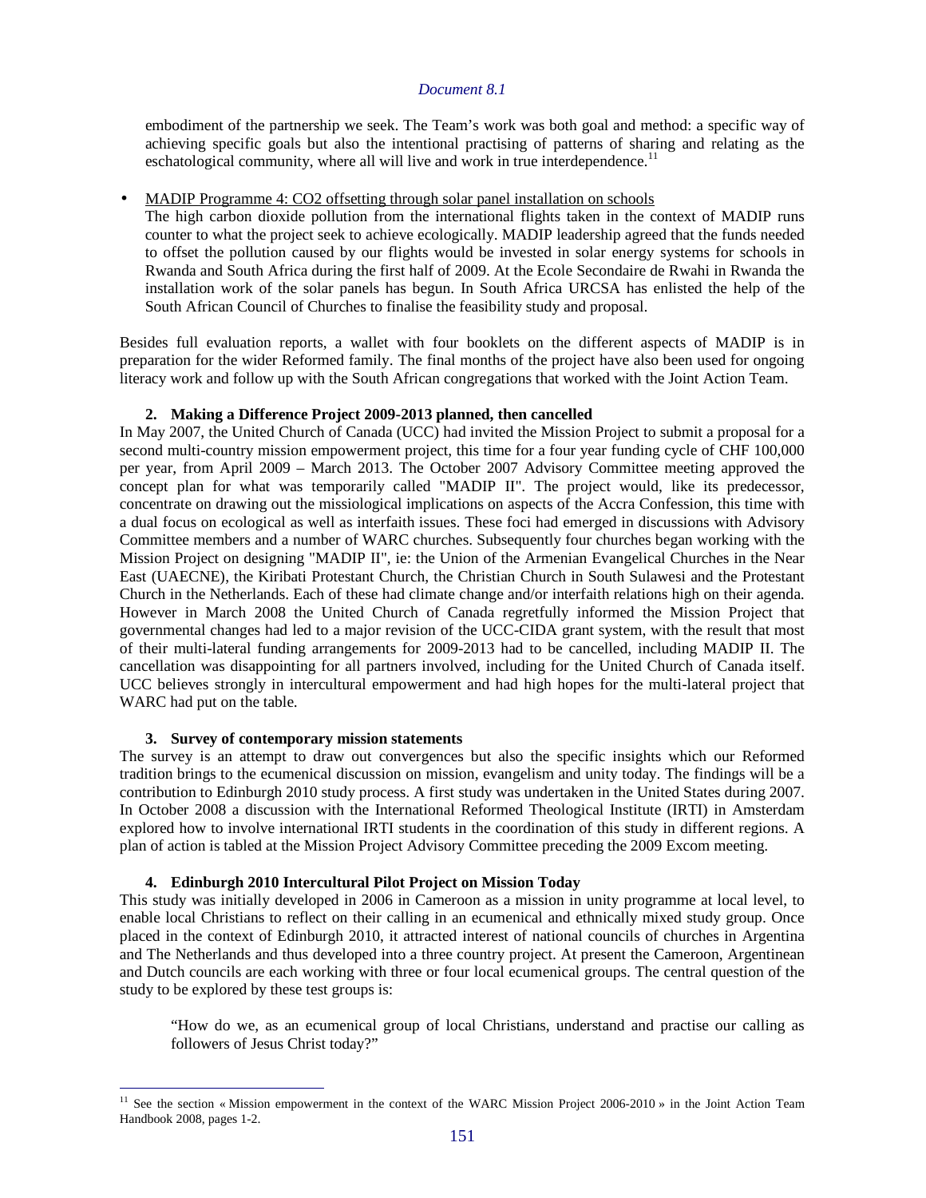embodiment of the partnership we seek. The Team's work was both goal and method: a specific way of achieving specific goals but also the intentional practising of patterns of sharing and relating as the eschatological community, where all will live and work in true interdependence.[11]

- MADIP Programme 4: CO2 offsetting through solar panel installation on schools
  The high carbon dioxide pollution from the international flights taken in the context of MADIP runs counter to what the project seek to achieve ecologically. MADIP leadership agreed that the funds needed to offset the pollution caused by our flights would be invested in solar energy systems for schools in Rwanda and South Africa during the first half of 2009. At the Ecole Secondaire de Rwahi in Rwanda the installation work of the solar panels has begun. In South Africa URCSA has enlisted the help of the South African Council of Churches to finalise the feasibility study and proposal.

Besides full evaluation reports, a wallet with four booklets on the different aspects of MADIP is in preparation for the wider Reformed family. The final months of the project have also been used for ongoing literacy work and follow up with the South African congregations that worked with the Joint Action Team.

**2. Making a Difference Project 2009-2013 planned, then cancelled**

In May 2007, the United Church of Canada (UCC) had invited the Mission Project to submit a proposal for a second multi-country mission empowerment project, this time for a four year funding cycle of CHF 100,000 per year, from April 2009 – March 2013. The October 2007 Advisory Committee meeting approved the concept plan for what was temporarily called "MADIP II". The project would, like its predecessor, concentrate on drawing out the missiological implications on aspects of the Accra Confession, this time with a dual focus on ecological as well as interfaith issues. These foci had emerged in discussions with Advisory Committee members and a number of WARC churches. Subsequently four churches began working with the Mission Project on designing "MADIP II", ie: the Union of the Armenian Evangelical Churches in the Near East (UAECNE), the Kiribati Protestant Church, the Christian Church in South Sulawesi and the Protestant Church in the Netherlands. Each of these had climate change and/or interfaith relations high on their agenda. However in March 2008 the United Church of Canada regretfully informed the Mission Project that governmental changes had led to a major revision of the UCC-CIDA grant system, with the result that most of their multi-lateral funding arrangements for 2009-2013 had to be cancelled, including MADIP II. The cancellation was disappointing for all partners involved, including for the United Church of Canada itself. UCC believes strongly in intercultural empowerment and had high hopes for the multi-lateral project that WARC had put on the table.

**3. Survey of contemporary mission statements**

The survey is an attempt to draw out convergences but also the specific insights which our Reformed tradition brings to the ecumenical discussion on mission, evangelism and unity today. The findings will be a contribution to Edinburgh 2010 study process. A first study was undertaken in the United States during 2007. In October 2008 a discussion with the International Reformed Theological Institute (IRTI) in Amsterdam explored how to involve international IRTI students in the coordination of this study in different regions. A plan of action is tabled at the Mission Project Advisory Committee preceding the 2009 Excom meeting.

**4. Edinburgh 2010 Intercultural Pilot Project on Mission Today**

This study was initially developed in 2006 in Cameroon as a mission in unity programme at local level, to enable local Christians to reflect on their calling in an ecumenical and ethnically mixed study group. Once placed in the context of Edinburgh 2010, it attracted interest of national councils of churches in Argentina and The Netherlands and thus developed into a three country project. At present the Cameroon, Argentinean and Dutch councils are each working with three or four local ecumenical groups. The central question of the study to be explored by these test groups is:

> "How do we, as an ecumenical group of local Christians, understand and practise our calling as followers of Jesus Christ today?"

---

[11] See the section « Mission empowerment in the context of the WARC Mission Project 2006-2010 » in the Joint Action Team Handbook 2008, pages 1-2.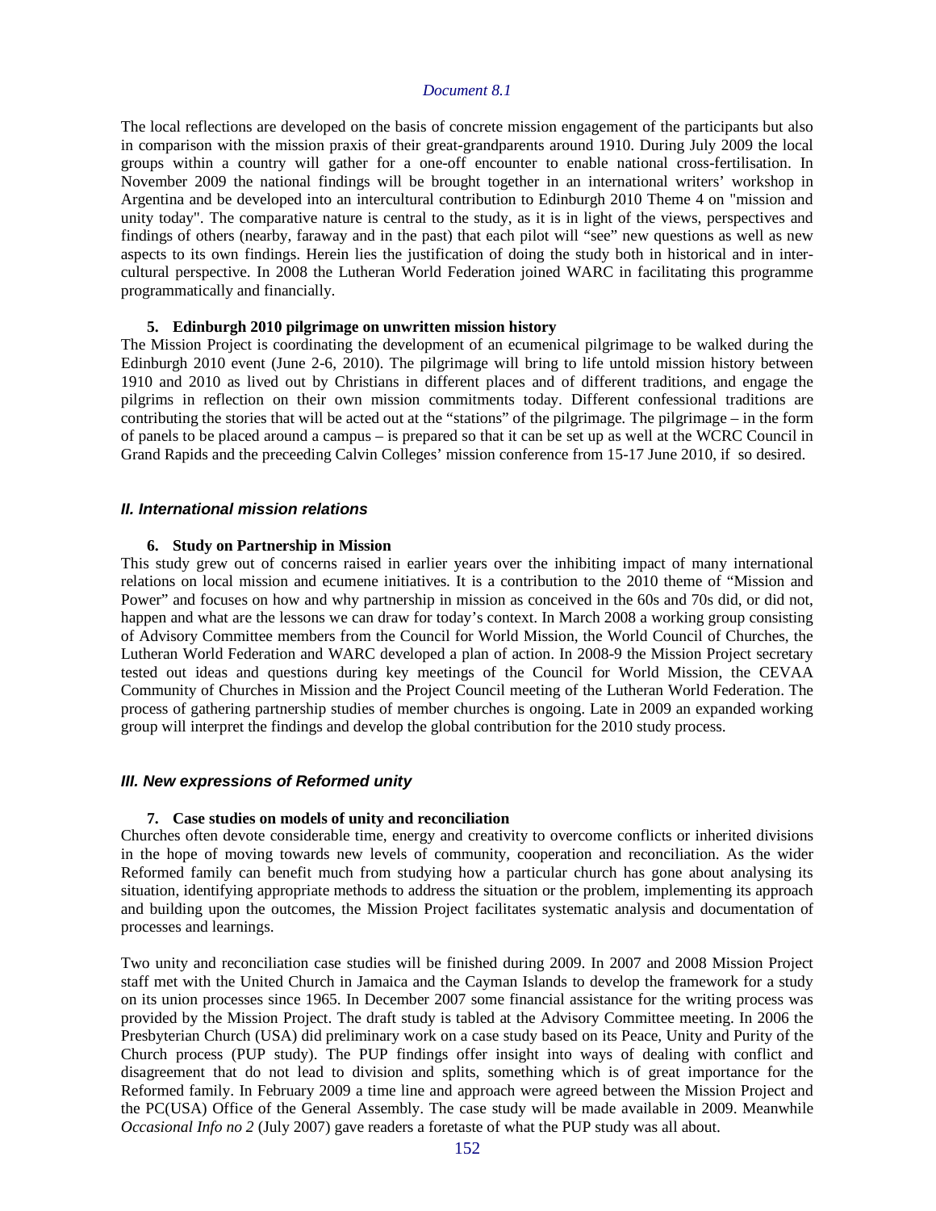The local reflections are developed on the basis of concrete mission engagement of the participants but also in comparison with the mission praxis of their great-grandparents around 1910. During July 2009 the local groups within a country will gather for a one-off encounter to enable national cross-fertilisation. In November 2009 the national findings will be brought together in an international writers' workshop in Argentina and be developed into an intercultural contribution to Edinburgh 2010 Theme 4 on "mission and unity today". The comparative nature is central to the study, as it is in light of the views, perspectives and findings of others (nearby, faraway and in the past) that each pilot will "see" new questions as well as new aspects to its own findings. Herein lies the justification of doing the study both in historical and in inter-cultural perspective. In 2008 the Lutheran World Federation joined WARC in facilitating this programme programmatically and financially.

#### 5. Edinburgh 2010 pilgrimage on unwritten mission history

The Mission Project is coordinating the development of an ecumenical pilgrimage to be walked during the Edinburgh 2010 event (June 2-6, 2010). The pilgrimage will bring to life untold mission history between 1910 and 2010 as lived out by Christians in different places and of different traditions, and engage the pilgrims in reflection on their own mission commitments today. Different confessional traditions are contributing the stories that will be acted out at the "stations" of the pilgrimage. The pilgrimage – in the form of panels to be placed around a campus – is prepared so that it can be set up as well at the WCRC Council in Grand Rapids and the preceeding Calvin Colleges' mission conference from 15-17 June 2010, if so desired.

### *II. International mission relations*

#### 6. Study on Partnership in Mission

This study grew out of concerns raised in earlier years over the inhibiting impact of many international relations on local mission and ecumene initiatives. It is a contribution to the 2010 theme of "Mission and Power" and focuses on how and why partnership in mission as conceived in the 60s and 70s did, or did not, happen and what are the lessons we can draw for today's context. In March 2008 a working group consisting of Advisory Committee members from the Council for World Mission, the World Council of Churches, the Lutheran World Federation and WARC developed a plan of action. In 2008-9 the Mission Project secretary tested out ideas and questions during key meetings of the Council for World Mission, the CEVAA Community of Churches in Mission and the Project Council meeting of the Lutheran World Federation. The process of gathering partnership studies of member churches is ongoing. Late in 2009 an expanded working group will interpret the findings and develop the global contribution for the 2010 study process.

### *III. New expressions of Reformed unity*

#### 7. Case studies on models of unity and reconciliation

Churches often devote considerable time, energy and creativity to overcome conflicts or inherited divisions in the hope of moving towards new levels of community, cooperation and reconciliation. As the wider Reformed family can benefit much from studying how a particular church has gone about analysing its situation, identifying appropriate methods to address the situation or the problem, implementing its approach and building upon the outcomes, the Mission Project facilitates systematic analysis and documentation of processes and learnings.

Two unity and reconciliation case studies will be finished during 2009. In 2007 and 2008 Mission Project staff met with the United Church in Jamaica and the Cayman Islands to develop the framework for a study on its union processes since 1965. In December 2007 some financial assistance for the writing process was provided by the Mission Project. The draft study is tabled at the Advisory Committee meeting. In 2006 the Presbyterian Church (USA) did preliminary work on a case study based on its Peace, Unity and Purity of the Church process (PUP study). The PUP findings offer insight into ways of dealing with conflict and disagreement that do not lead to division and splits, something which is of great importance for the Reformed family. In February 2009 a time line and approach were agreed between the Mission Project and the PC(USA) Office of the General Assembly. The case study will be made available in 2009. Meanwhile *Occasional Info no 2* (July 2007) gave readers a foretaste of what the PUP study was all about.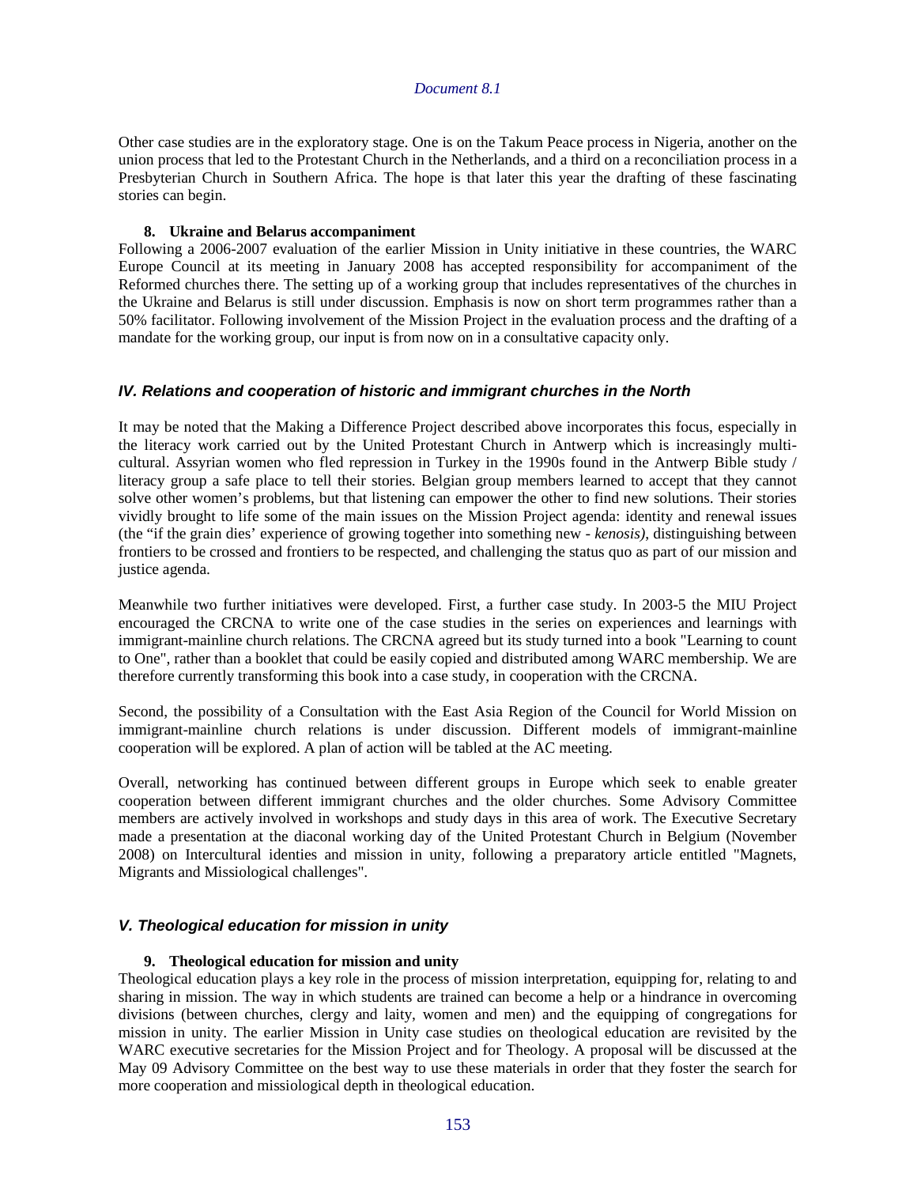Other case studies are in the exploratory stage. One is on the Takum Peace process in Nigeria, another on the union process that led to the Protestant Church in the Netherlands, and a third on a reconciliation process in a Presbyterian Church in Southern Africa. The hope is that later this year the drafting of these fascinating stories can begin.

**8. Ukraine and Belarus accompaniment**

Following a 2006-2007 evaluation of the earlier Mission in Unity initiative in these countries, the WARC Europe Council at its meeting in January 2008 has accepted responsibility for accompaniment of the Reformed churches there. The setting up of a working group that includes representatives of the churches in the Ukraine and Belarus is still under discussion. Emphasis is now on short term programmes rather than a 50% facilitator. Following involvement of the Mission Project in the evaluation process and the drafting of a mandate for the working group, our input is from now on in a consultative capacity only.

### *IV. Relations and cooperation of historic and immigrant churches in the North*

It may be noted that the Making a Difference Project described above incorporates this focus, especially in the literacy work carried out by the United Protestant Church in Antwerp which is increasingly multi-cultural. Assyrian women who fled repression in Turkey in the 1990s found in the Antwerp Bible study / literacy group a safe place to tell their stories. Belgian group members learned to accept that they cannot solve other women's problems, but that listening can empower the other to find new solutions. Their stories vividly brought to life some of the main issues on the Mission Project agenda: identity and renewal issues (the "if the grain dies' experience of growing together into something new - *kenosis)*, distinguishing between frontiers to be crossed and frontiers to be respected, and challenging the status quo as part of our mission and justice agenda.

Meanwhile two further initiatives were developed. First, a further case study. In 2003-5 the MIU Project encouraged the CRCNA to write one of the case studies in the series on experiences and learnings with immigrant-mainline church relations. The CRCNA agreed but its study turned into a book "Learning to count to One", rather than a booklet that could be easily copied and distributed among WARC membership. We are therefore currently transforming this book into a case study, in cooperation with the CRCNA.

Second, the possibility of a Consultation with the East Asia Region of the Council for World Mission on immigrant-mainline church relations is under discussion. Different models of immigrant-mainline cooperation will be explored. A plan of action will be tabled at the AC meeting.

Overall, networking has continued between different groups in Europe which seek to enable greater cooperation between different immigrant churches and the older churches. Some Advisory Committee members are actively involved in workshops and study days in this area of work. The Executive Secretary made a presentation at the diaconal working day of the United Protestant Church in Belgium (November 2008) on Intercultural identies and mission in unity, following a preparatory article entitled "Magnets, Migrants and Missiological challenges".

### *V. Theological education for mission in unity*

**9. Theological education for mission and unity**

Theological education plays a key role in the process of mission interpretation, equipping for, relating to and sharing in mission. The way in which students are trained can become a help or a hindrance in overcoming divisions (between churches, clergy and laity, women and men) and the equipping of congregations for mission in unity. The earlier Mission in Unity case studies on theological education are revisited by the WARC executive secretaries for the Mission Project and for Theology. A proposal will be discussed at the May 09 Advisory Committee on the best way to use these materials in order that they foster the search for more cooperation and missiological depth in theological education.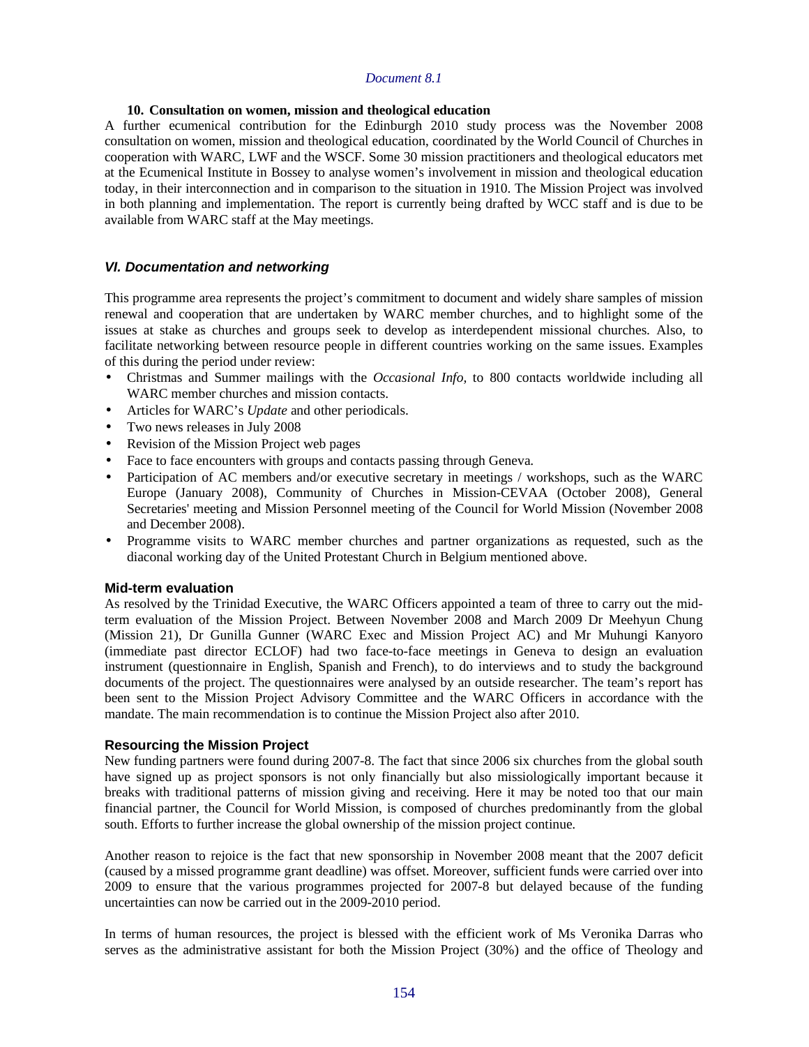**10. Consultation on women, mission and theological education**

A further ecumenical contribution for the Edinburgh 2010 study process was the November 2008 consultation on women, mission and theological education, coordinated by the World Council of Churches in cooperation with WARC, LWF and the WSCF. Some 30 mission practitioners and theological educators met at the Ecumenical Institute in Bossey to analyse women's involvement in mission and theological education today, in their interconnection and in comparison to the situation in 1910. The Mission Project was involved in both planning and implementation. The report is currently being drafted by WCC staff and is due to be available from WARC staff at the May meetings.

## *VI. Documentation and networking*

This programme area represents the project's commitment to document and widely share samples of mission renewal and cooperation that are undertaken by WARC member churches, and to highlight some of the issues at stake as churches and groups seek to develop as interdependent missional churches. Also, to facilitate networking between resource people in different countries working on the same issues. Examples of this during the period under review:

- Christmas and Summer mailings with the *Occasional Info*, to 800 contacts worldwide including all WARC member churches and mission contacts.
- Articles for WARC's *Update* and other periodicals.
- Two news releases in July 2008
- Revision of the Mission Project web pages
- Face to face encounters with groups and contacts passing through Geneva.
- Participation of AC members and/or executive secretary in meetings / workshops, such as the WARC Europe (January 2008), Community of Churches in Mission-CEVAA (October 2008), General Secretaries' meeting and Mission Personnel meeting of the Council for World Mission (November 2008 and December 2008).
- Programme visits to WARC member churches and partner organizations as requested, such as the diaconal working day of the United Protestant Church in Belgium mentioned above.

### Mid-term evaluation

As resolved by the Trinidad Executive, the WARC Officers appointed a team of three to carry out the mid-term evaluation of the Mission Project. Between November 2008 and March 2009 Dr Meehyun Chung (Mission 21), Dr Gunilla Gunner (WARC Exec and Mission Project AC) and Mr Muhungi Kanyoro (immediate past director ECLOF) had two face-to-face meetings in Geneva to design an evaluation instrument (questionnaire in English, Spanish and French), to do interviews and to study the background documents of the project. The questionnaires were analysed by an outside researcher. The team's report has been sent to the Mission Project Advisory Committee and the WARC Officers in accordance with the mandate. The main recommendation is to continue the Mission Project also after 2010.

### Resourcing the Mission Project

New funding partners were found during 2007-8. The fact that since 2006 six churches from the global south have signed up as project sponsors is not only financially but also missiologically important because it breaks with traditional patterns of mission giving and receiving. Here it may be noted too that our main financial partner, the Council for World Mission, is composed of churches predominantly from the global south. Efforts to further increase the global ownership of the mission project continue.

Another reason to rejoice is the fact that new sponsorship in November 2008 meant that the 2007 deficit (caused by a missed programme grant deadline) was offset. Moreover, sufficient funds were carried over into 2009 to ensure that the various programmes projected for 2007-8 but delayed because of the funding uncertainties can now be carried out in the 2009-2010 period.

In terms of human resources, the project is blessed with the efficient work of Ms Veronika Darras who serves as the administrative assistant for both the Mission Project (30%) and the office of Theology and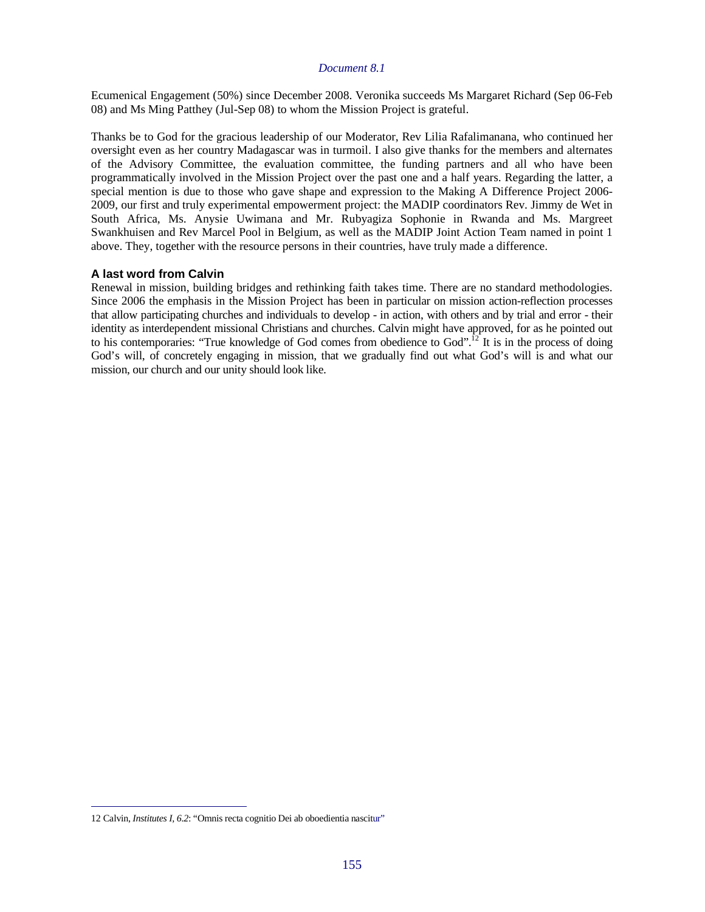Ecumenical Engagement (50%) since December 2008. Veronika succeeds Ms Margaret Richard (Sep 06-Feb 08) and Ms Ming Patthey (Jul-Sep 08) to whom the Mission Project is grateful.

Thanks be to God for the gracious leadership of our Moderator, Rev Lilia Rafalimanana, who continued her oversight even as her country Madagascar was in turmoil. I also give thanks for the members and alternates of the Advisory Committee, the evaluation committee, the funding partners and all who have been programmatically involved in the Mission Project over the past one and a half years. Regarding the latter, a special mention is due to those who gave shape and expression to the Making A Difference Project 2006-2009, our first and truly experimental empowerment project: the MADIP coordinators Rev. Jimmy de Wet in South Africa, Ms. Anysie Uwimana and Mr. Rubyagiza Sophonie in Rwanda and Ms. Margreet Swankhuisen and Rev Marcel Pool in Belgium, as well as the MADIP Joint Action Team named in point 1 above. They, together with the resource persons in their countries, have truly made a difference.

### A last word from Calvin

Renewal in mission, building bridges and rethinking faith takes time. There are no standard methodologies. Since 2006 the emphasis in the Mission Project has been in particular on mission action-reflection processes that allow participating churches and individuals to develop - in action, with others and by trial and error - their identity as interdependent missional Christians and churches. Calvin might have approved, for as he pointed out to his contemporaries: "True knowledge of God comes from obedience to God".[12] It is in the process of doing God's will, of concretely engaging in mission, that we gradually find out what God's will is and what our mission, our church and our unity should look like.

---

12 Calvin, *Institutes I, 6.2*: "Omnis recta cognitio Dei ab oboedientia nascitur"